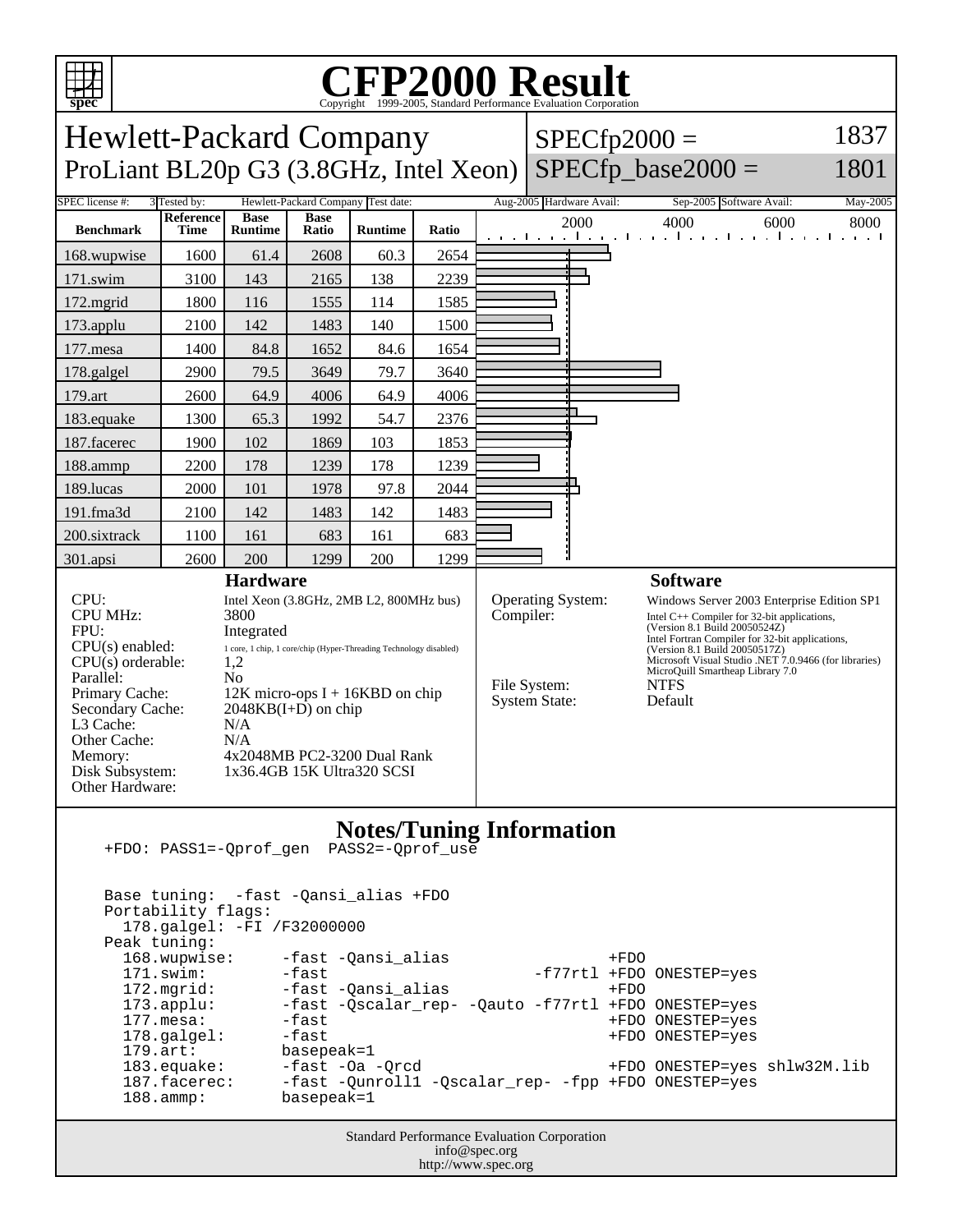# CFP2000 Result

Copyright 1999-2005, Standard Performance Evaluation Corporation

## Hewlett-Packard Company
## ProLiant BL20p G3 (3.8GHz, Intel Xeon)

SPECfp2000 = 1837
SPECfp_base2000 = 1801

SPEC license #: 3 | Tested by: Hewlett-Packard Company | Test date: Aug-2005 | Hardware Avail: Sep-2005 | Software Avail: May-2005

| Benchmark | Reference Time | Base Runtime | Base Ratio | Runtime | Ratio |
|---|---|---|---|---|---|
| 168.wupwise | 1600 | 61.4 | 2608 | 60.3 | 2654 |
| 171.swim | 3100 | 143 | 2165 | 138 | 2239 |
| 172.mgrid | 1800 | 116 | 1555 | 114 | 1585 |
| 173.applu | 2100 | 142 | 1483 | 140 | 1500 |
| 177.mesa | 1400 | 84.8 | 1652 | 84.6 | 1654 |
| 178.galgel | 2900 | 79.5 | 3649 | 79.7 | 3640 |
| 179.art | 2600 | 64.9 | 4006 | 64.9 | 4006 |
| 183.equake | 1300 | 65.3 | 1992 | 54.7 | 2376 |
| 187.facerec | 1900 | 102 | 1869 | 103 | 1853 |
| 188.ammp | 2200 | 178 | 1239 | 178 | 1239 |
| 189.lucas | 2000 | 101 | 1978 | 97.8 | 2044 |
| 191.fma3d | 2100 | 142 | 1483 | 142 | 1483 |
| 200.sixtrack | 1100 | 161 | 683 | 161 | 683 |
| 301.apsi | 2600 | 200 | 1299 | 200 | 1299 |

### Hardware

| | |
|---|---|
| CPU: | Intel Xeon (3.8GHz, 2MB L2, 800MHz bus) |
| CPU MHz: | 3800 |
| FPU: | Integrated |
| CPU(s) enabled: | 1 core, 1 chip, 1 core/chip (Hyper-Threading Technology disabled) |
| CPU(s) orderable: | 1,2 |
| Parallel: | No |
| Primary Cache: | 12K micro-ops I + 16KBD on chip |
| Secondary Cache: | 2048KB(I+D) on chip |
| L3 Cache: | N/A |
| Other Cache: | N/A |
| Memory: | 4x2048MB PC2-3200 Dual Rank |
| Disk Subsystem: | 1x36.4GB 15K Ultra320 SCSI |
| Other Hardware: | |

### Software

| | |
|---|---|
| Operating System: | Windows Server 2003 Enterprise Edition SP1 |
| Compiler: | Intel C++ Compiler for 32-bit applications, (Version 8.1 Build 20050524Z) Intel Fortran Compiler for 32-bit applications, (Version 8.1 Build 20050517Z) Microsoft Visual Studio .NET 7.0.9466 (for libraries) MicroQuill Smartheap Library 7.0 |
| File System: | NTFS |
| System State: | Default |

### Notes/Tuning Information

```
+FDO: PASS1=-Qprof_gen  PASS2=-Qprof_use


Base tuning:  -fast -Qansi_alias +FDO
Portability flags:
  178.galgel: -FI /F32000000
Peak tuning:
  168.wupwise:     -fast -Qansi_alias                +FDO
  171.swim:        -fast                      -f77rtl +FDO ONESTEP=yes
  172.mgrid:       -fast -Qansi_alias                +FDO
  173.applu:       -fast -Qscalar_rep- -Qauto -f77rtl +FDO ONESTEP=yes
  177.mesa:        -fast                             +FDO ONESTEP=yes
  178.galgel:      -fast                             +FDO ONESTEP=yes
  179.art:         basepeak=1
  183.equake:      -fast -Oa -Qrcd                   +FDO ONESTEP=yes shlw32M.lib
  187.facerec:     -fast -Qunroll1 -Qscalar_rep- -fpp +FDO ONESTEP=yes
  188.ammp:        basepeak=1
```

Standard Performance Evaluation Corporation
info@spec.org
http://www.spec.org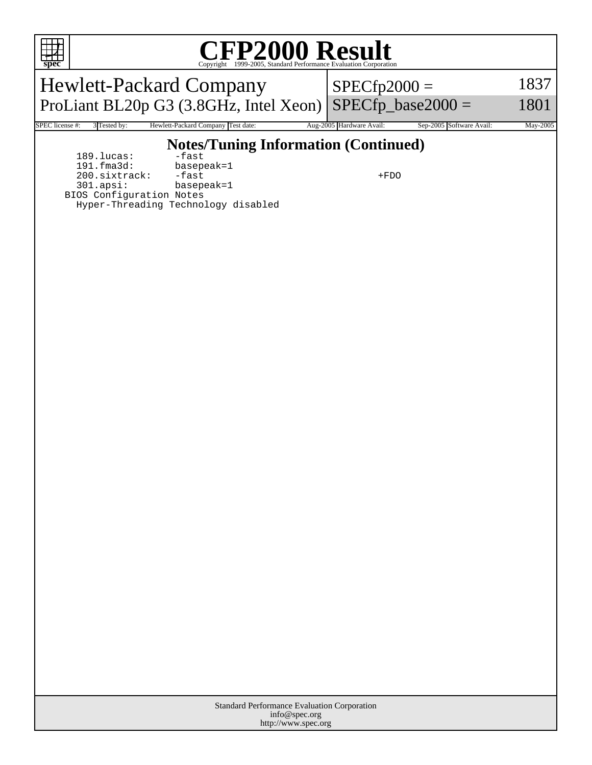# CFP2000 Result

Copyright 1999-2005, Standard Performance Evaluation Corporation

| Hewlett-Packard Company | SPECfp2000 = | 1837 |
| --- | --- | --- |
| ProLiant BL20p G3 (3.8GHz, Intel Xeon) | SPECfp_base2000 = | 1801 |

| SPEC license #: | 3 | Tested by: | Hewlett-Packard Company | Test date: | Aug-2005 | Hardware Avail: | Sep-2005 | Software Avail: | May-2005 |
| --- | --- | --- | --- | --- | --- | --- | --- | --- | --- |

## Notes/Tuning Information (Continued)

```
    189.lucas:      -fast
    191.fma3d:      basepeak=1
    200.sixtrack:   -fast                                   +FDO
    301.apsi:       basepeak=1
  BIOS Configuration Notes
    Hyper-Threading Technology disabled
```

Standard Performance Evaluation Corporation
info@spec.org
http://www.spec.org